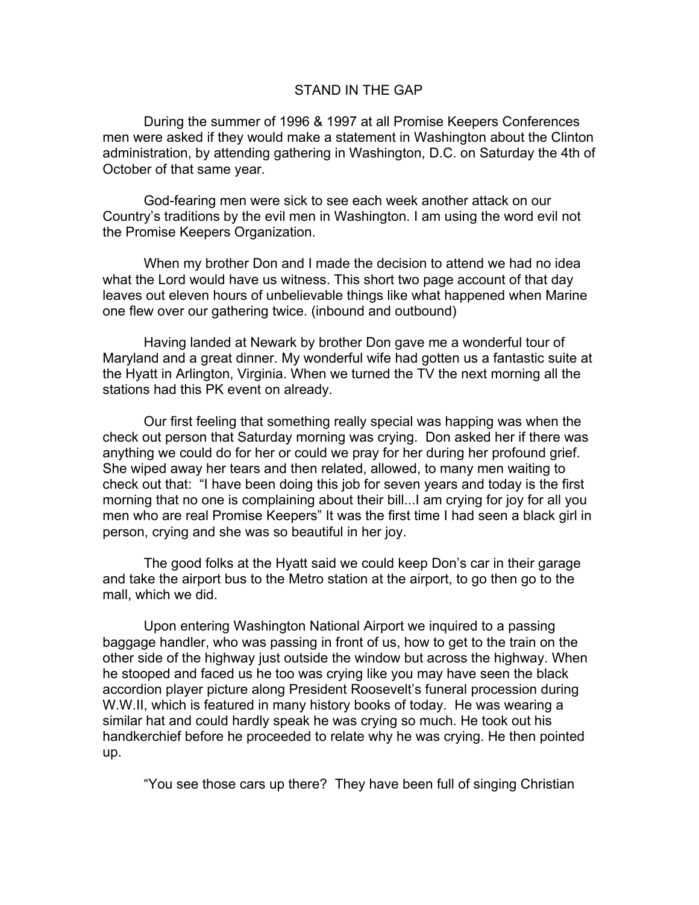# STAND IN THE GAP

During the summer of 1996 & 1997 at all Promise Keepers Conferences men were asked if they would make a statement in Washington about the Clinton administration, by attending gathering in Washington, D.C. on Saturday the 4th of October of that same year.

God-fearing men were sick to see each week another attack on our Country's traditions by the evil men in Washington. I am using the word evil not the Promise Keepers Organization.

When my brother Don and I made the decision to attend we had no idea what the Lord would have us witness. This short two page account of that day leaves out eleven hours of unbelievable things like what happened when Marine one flew over our gathering twice. (inbound and outbound)

Having landed at Newark by brother Don gave me a wonderful tour of Maryland and a great dinner. My wonderful wife had gotten us a fantastic suite at the Hyatt in Arlington, Virginia. When we turned the TV the next morning all the stations had this PK event on already.

Our first feeling that something really special was happing was when the check out person that Saturday morning was crying. Don asked her if there was anything we could do for her or could we pray for her during her profound grief. She wiped away her tears and then related, allowed, to many men waiting to check out that: "I have been doing this job for seven years and today is the first morning that no one is complaining about their bill...I am crying for joy for all you men who are real Promise Keepers" It was the first time I had seen a black girl in person, crying and she was so beautiful in her joy.

The good folks at the Hyatt said we could keep Don's car in their garage and take the airport bus to the Metro station at the airport, to go then go to the mall, which we did.

Upon entering Washington National Airport we inquired to a passing baggage handler, who was passing in front of us, how to get to the train on the other side of the highway just outside the window but across the highway. When he stooped and faced us he too was crying like you may have seen the black accordion player picture along President Roosevelt's funeral procession during W.W.II, which is featured in many history books of today. He was wearing a similar hat and could hardly speak he was crying so much. He took out his handkerchief before he proceeded to relate why he was crying. He then pointed up.

"You see those cars up there? They have been full of singing Christian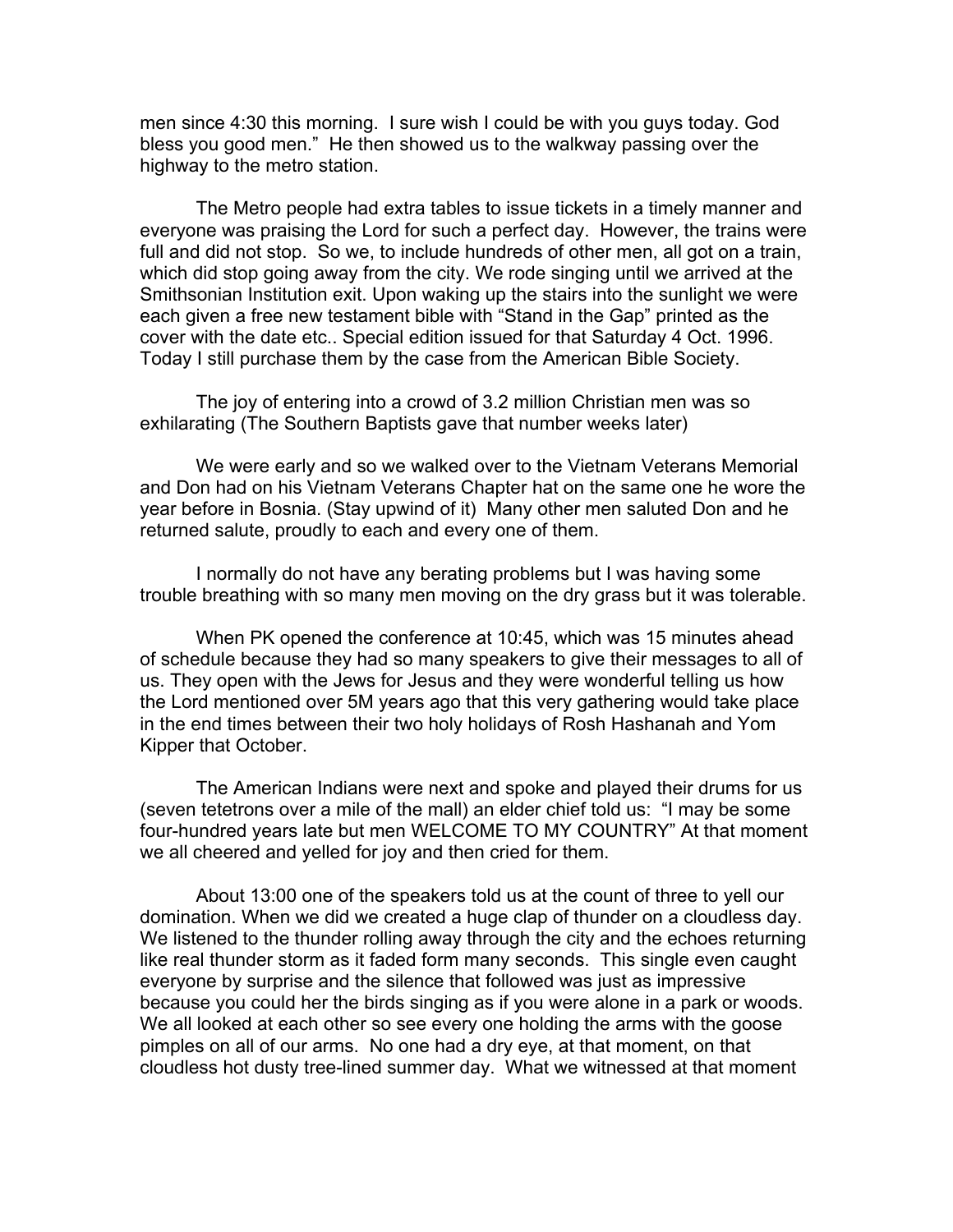men since 4:30 this morning. I sure wish I could be with you guys today. God bless you good men." He then showed us to the walkway passing over the highway to the metro station.

The Metro people had extra tables to issue tickets in a timely manner and everyone was praising the Lord for such a perfect day. However, the trains were full and did not stop. So we, to include hundreds of other men, all got on a train, which did stop going away from the city. We rode singing until we arrived at the Smithsonian Institution exit. Upon waking up the stairs into the sunlight we were each given a free new testament bible with "Stand in the Gap" printed as the cover with the date etc.. Special edition issued for that Saturday 4 Oct. 1996. Today I still purchase them by the case from the American Bible Society.

The joy of entering into a crowd of 3.2 million Christian men was so exhilarating (The Southern Baptists gave that number weeks later)

We were early and so we walked over to the Vietnam Veterans Memorial and Don had on his Vietnam Veterans Chapter hat on the same one he wore the year before in Bosnia. (Stay upwind of it) Many other men saluted Don and he returned salute, proudly to each and every one of them.

I normally do not have any berating problems but I was having some trouble breathing with so many men moving on the dry grass but it was tolerable.

When PK opened the conference at 10:45, which was 15 minutes ahead of schedule because they had so many speakers to give their messages to all of us. They open with the Jews for Jesus and they were wonderful telling us how the Lord mentioned over 5M years ago that this very gathering would take place in the end times between their two holy holidays of Rosh Hashanah and Yom Kipper that October.

The American Indians were next and spoke and played their drums for us (seven tetetrons over a mile of the mall) an elder chief told us: "I may be some four-hundred years late but men WELCOME TO MY COUNTRY" At that moment we all cheered and yelled for joy and then cried for them.

About 13:00 one of the speakers told us at the count of three to yell our domination. When we did we created a huge clap of thunder on a cloudless day. We listened to the thunder rolling away through the city and the echoes returning like real thunder storm as it faded form many seconds. This single even caught everyone by surprise and the silence that followed was just as impressive because you could her the birds singing as if you were alone in a park or woods. We all looked at each other so see every one holding the arms with the goose pimples on all of our arms. No one had a dry eye, at that moment, on that cloudless hot dusty tree-lined summer day. What we witnessed at that moment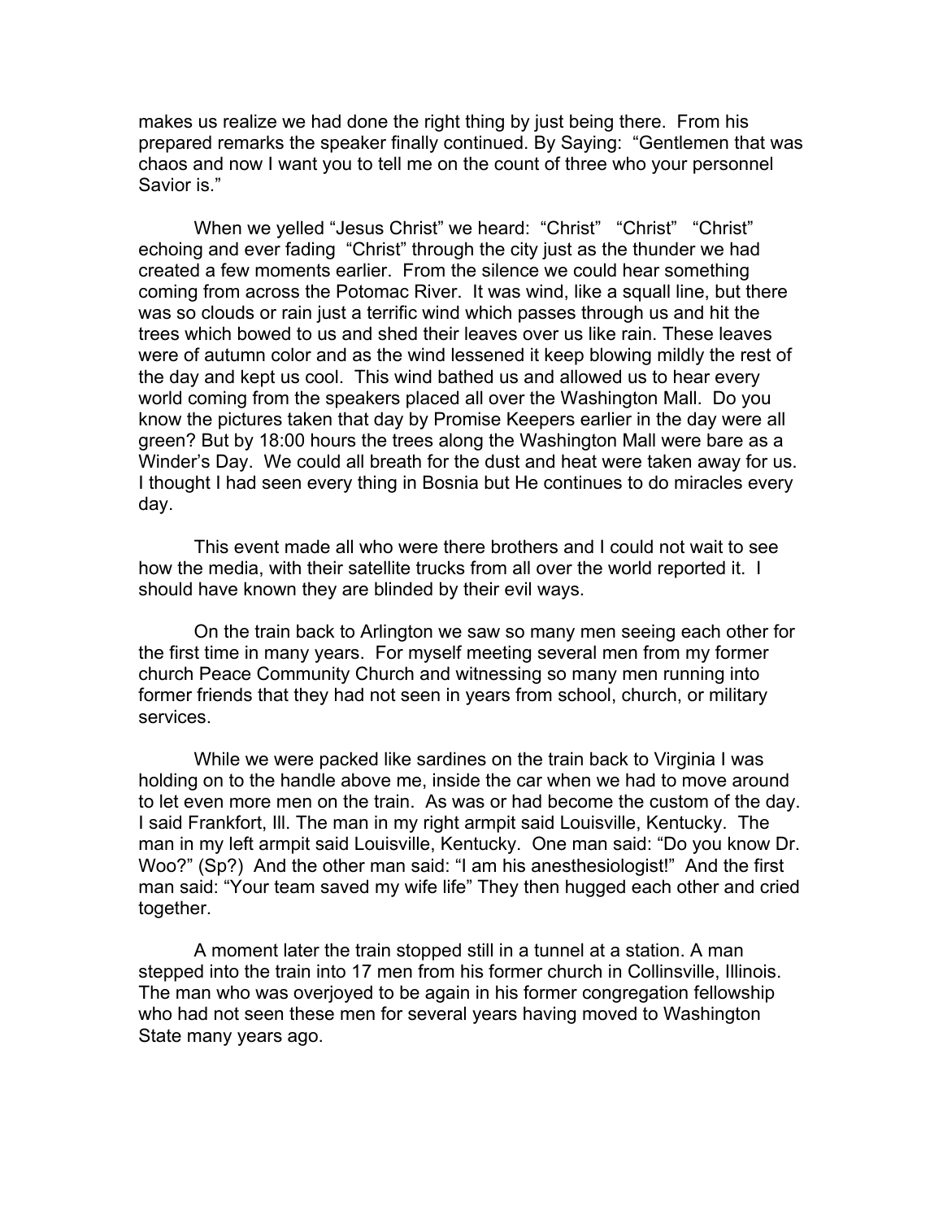makes us realize we had done the right thing by just being there. From his prepared remarks the speaker finally continued. By Saying: "Gentlemen that was chaos and now I want you to tell me on the count of three who your personnel Savior is."

When we yelled "Jesus Christ" we heard: "Christ" "Christ" "Christ" echoing and ever fading "Christ" through the city just as the thunder we had created a few moments earlier. From the silence we could hear something coming from across the Potomac River. It was wind, like a squall line, but there was so clouds or rain just a terrific wind which passes through us and hit the trees which bowed to us and shed their leaves over us like rain. These leaves were of autumn color and as the wind lessened it keep blowing mildly the rest of the day and kept us cool. This wind bathed us and allowed us to hear every world coming from the speakers placed all over the Washington Mall. Do you know the pictures taken that day by Promise Keepers earlier in the day were all green? But by 18:00 hours the trees along the Washington Mall were bare as a Winder's Day. We could all breath for the dust and heat were taken away for us. I thought I had seen every thing in Bosnia but He continues to do miracles every day.

This event made all who were there brothers and I could not wait to see how the media, with their satellite trucks from all over the world reported it. I should have known they are blinded by their evil ways.

On the train back to Arlington we saw so many men seeing each other for the first time in many years. For myself meeting several men from my former church Peace Community Church and witnessing so many men running into former friends that they had not seen in years from school, church, or military services.

While we were packed like sardines on the train back to Virginia I was holding on to the handle above me, inside the car when we had to move around to let even more men on the train. As was or had become the custom of the day. I said Frankfort, Ill. The man in my right armpit said Louisville, Kentucky. The man in my left armpit said Louisville, Kentucky. One man said: "Do you know Dr. Woo?" (Sp?) And the other man said: "I am his anesthesiologist!" And the first man said: "Your team saved my wife life" They then hugged each other and cried together.

A moment later the train stopped still in a tunnel at a station. A man stepped into the train into 17 men from his former church in Collinsville, Illinois. The man who was overjoyed to be again in his former congregation fellowship who had not seen these men for several years having moved to Washington State many years ago.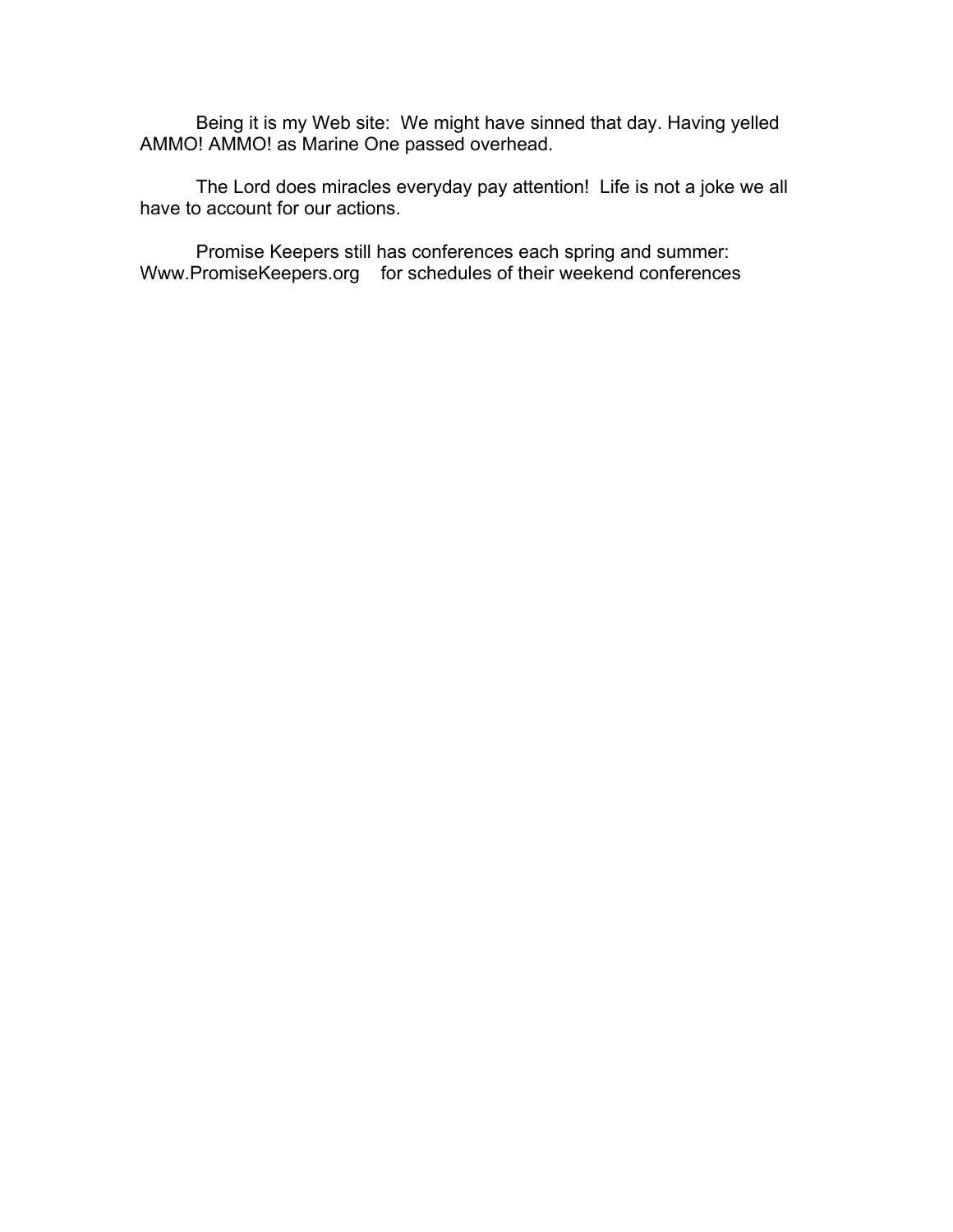Being it is my Web site:  We might have sinned that day. Having yelled AMMO! AMMO! as Marine One passed overhead.

The Lord does miracles everyday pay attention!  Life is not a joke we all have to account for our actions.

Promise Keepers still has conferences each spring and summer: Www.PromiseKeepers.org    for schedules of their weekend conferences